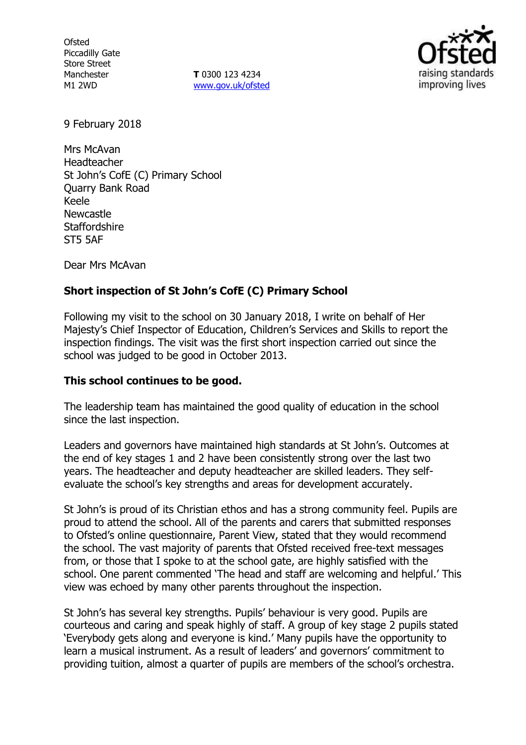Ofsted
Piccadilly Gate
Store Street
Manchester
M1 2WD

**T** 0300 123 4234
www.gov.uk/ofsted

9 February 2018

Mrs McAvan
Headteacher
St John's CofE (C) Primary School
Quarry Bank Road
Keele
Newcastle
Staffordshire
ST5 5AF

Dear Mrs McAvan

**Short inspection of St John's CofE (C) Primary School**

Following my visit to the school on 30 January 2018, I write on behalf of Her Majesty's Chief Inspector of Education, Children's Services and Skills to report the inspection findings. The visit was the first short inspection carried out since the school was judged to be good in October 2013.

**This school continues to be good.**

The leadership team has maintained the good quality of education in the school since the last inspection.

Leaders and governors have maintained high standards at St John's. Outcomes at the end of key stages 1 and 2 have been consistently strong over the last two years. The headteacher and deputy headteacher are skilled leaders. They self-evaluate the school's key strengths and areas for development accurately.

St John's is proud of its Christian ethos and has a strong community feel. Pupils are proud to attend the school. All of the parents and carers that submitted responses to Ofsted's online questionnaire, Parent View, stated that they would recommend the school. The vast majority of parents that Ofsted received free-text messages from, or those that I spoke to at the school gate, are highly satisfied with the school. One parent commented 'The head and staff are welcoming and helpful.' This view was echoed by many other parents throughout the inspection.

St John's has several key strengths. Pupils' behaviour is very good. Pupils are courteous and caring and speak highly of staff. A group of key stage 2 pupils stated 'Everybody gets along and everyone is kind.' Many pupils have the opportunity to learn a musical instrument. As a result of leaders' and governors' commitment to providing tuition, almost a quarter of pupils are members of the school's orchestra.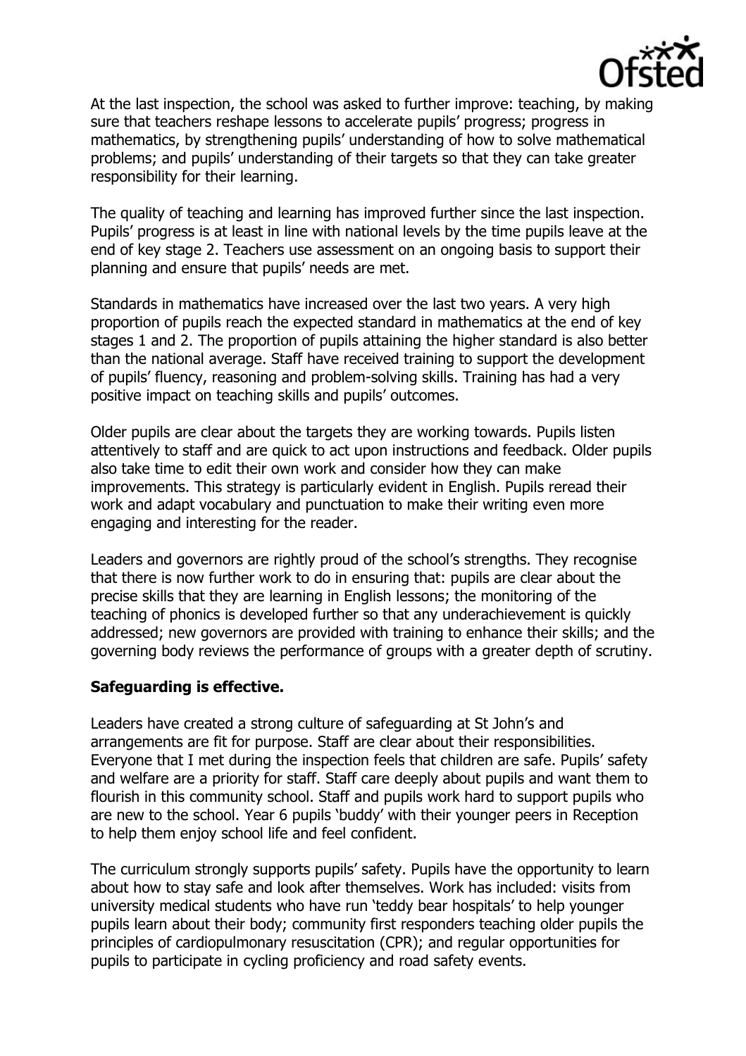At the last inspection, the school was asked to further improve: teaching, by making sure that teachers reshape lessons to accelerate pupils' progress; progress in mathematics, by strengthening pupils' understanding of how to solve mathematical problems; and pupils' understanding of their targets so that they can take greater responsibility for their learning.

The quality of teaching and learning has improved further since the last inspection. Pupils' progress is at least in line with national levels by the time pupils leave at the end of key stage 2. Teachers use assessment on an ongoing basis to support their planning and ensure that pupils' needs are met.

Standards in mathematics have increased over the last two years. A very high proportion of pupils reach the expected standard in mathematics at the end of key stages 1 and 2. The proportion of pupils attaining the higher standard is also better than the national average. Staff have received training to support the development of pupils' fluency, reasoning and problem-solving skills. Training has had a very positive impact on teaching skills and pupils' outcomes.

Older pupils are clear about the targets they are working towards. Pupils listen attentively to staff and are quick to act upon instructions and feedback. Older pupils also take time to edit their own work and consider how they can make improvements. This strategy is particularly evident in English. Pupils reread their work and adapt vocabulary and punctuation to make their writing even more engaging and interesting for the reader.

Leaders and governors are rightly proud of the school's strengths. They recognise that there is now further work to do in ensuring that: pupils are clear about the precise skills that they are learning in English lessons; the monitoring of the teaching of phonics is developed further so that any underachievement is quickly addressed; new governors are provided with training to enhance their skills; and the governing body reviews the performance of groups with a greater depth of scrutiny.

**Safeguarding is effective.**

Leaders have created a strong culture of safeguarding at St John's and arrangements are fit for purpose. Staff are clear about their responsibilities. Everyone that I met during the inspection feels that children are safe. Pupils' safety and welfare are a priority for staff. Staff care deeply about pupils and want them to flourish in this community school. Staff and pupils work hard to support pupils who are new to the school. Year 6 pupils 'buddy' with their younger peers in Reception to help them enjoy school life and feel confident.

The curriculum strongly supports pupils' safety. Pupils have the opportunity to learn about how to stay safe and look after themselves. Work has included: visits from university medical students who have run 'teddy bear hospitals' to help younger pupils learn about their body; community first responders teaching older pupils the principles of cardiopulmonary resuscitation (CPR); and regular opportunities for pupils to participate in cycling proficiency and road safety events.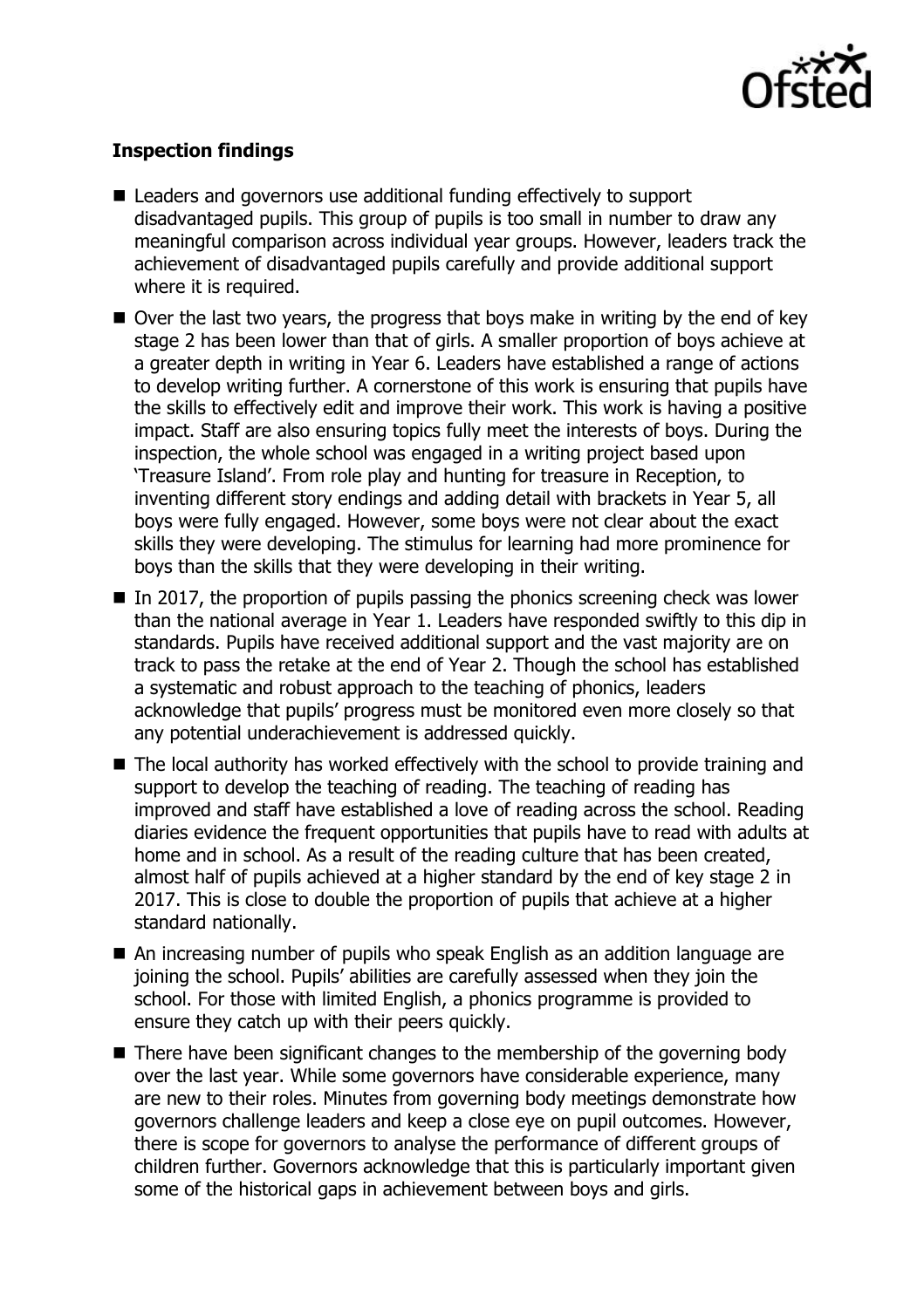**Inspection findings**

- Leaders and governors use additional funding effectively to support disadvantaged pupils. This group of pupils is too small in number to draw any meaningful comparison across individual year groups. However, leaders track the achievement of disadvantaged pupils carefully and provide additional support where it is required.
- Over the last two years, the progress that boys make in writing by the end of key stage 2 has been lower than that of girls. A smaller proportion of boys achieve at a greater depth in writing in Year 6. Leaders have established a range of actions to develop writing further. A cornerstone of this work is ensuring that pupils have the skills to effectively edit and improve their work. This work is having a positive impact. Staff are also ensuring topics fully meet the interests of boys. During the inspection, the whole school was engaged in a writing project based upon 'Treasure Island'. From role play and hunting for treasure in Reception, to inventing different story endings and adding detail with brackets in Year 5, all boys were fully engaged. However, some boys were not clear about the exact skills they were developing. The stimulus for learning had more prominence for boys than the skills that they were developing in their writing.
- In 2017, the proportion of pupils passing the phonics screening check was lower than the national average in Year 1. Leaders have responded swiftly to this dip in standards. Pupils have received additional support and the vast majority are on track to pass the retake at the end of Year 2. Though the school has established a systematic and robust approach to the teaching of phonics, leaders acknowledge that pupils' progress must be monitored even more closely so that any potential underachievement is addressed quickly.
- The local authority has worked effectively with the school to provide training and support to develop the teaching of reading. The teaching of reading has improved and staff have established a love of reading across the school. Reading diaries evidence the frequent opportunities that pupils have to read with adults at home and in school. As a result of the reading culture that has been created, almost half of pupils achieved at a higher standard by the end of key stage 2 in 2017. This is close to double the proportion of pupils that achieve at a higher standard nationally.
- An increasing number of pupils who speak English as an addition language are joining the school. Pupils' abilities are carefully assessed when they join the school. For those with limited English, a phonics programme is provided to ensure they catch up with their peers quickly.
- There have been significant changes to the membership of the governing body over the last year. While some governors have considerable experience, many are new to their roles. Minutes from governing body meetings demonstrate how governors challenge leaders and keep a close eye on pupil outcomes. However, there is scope for governors to analyse the performance of different groups of children further. Governors acknowledge that this is particularly important given some of the historical gaps in achievement between boys and girls.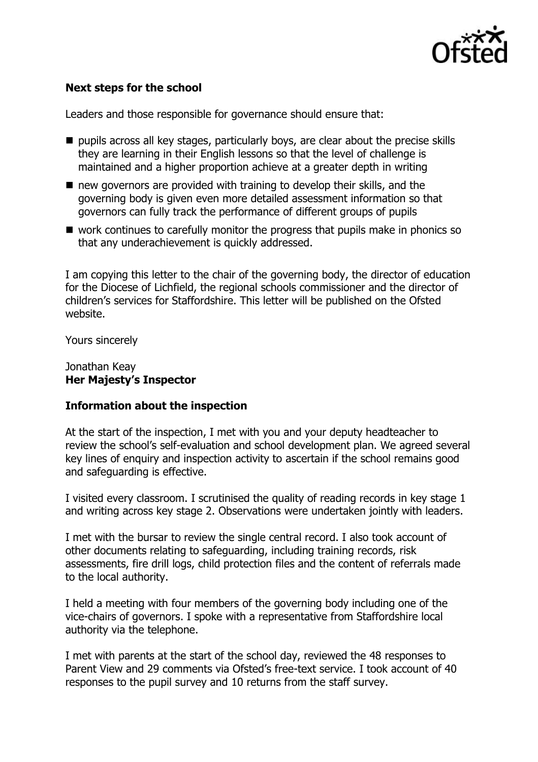**Next steps for the school**

Leaders and those responsible for governance should ensure that:

- pupils across all key stages, particularly boys, are clear about the precise skills they are learning in their English lessons so that the level of challenge is maintained and a higher proportion achieve at a greater depth in writing
- new governors are provided with training to develop their skills, and the governing body is given even more detailed assessment information so that governors can fully track the performance of different groups of pupils
- work continues to carefully monitor the progress that pupils make in phonics so that any underachievement is quickly addressed.

I am copying this letter to the chair of the governing body, the director of education for the Diocese of Lichfield, the regional schools commissioner and the director of children's services for Staffordshire. This letter will be published on the Ofsted website.

Yours sincerely

Jonathan Keay
**Her Majesty's Inspector**

**Information about the inspection**

At the start of the inspection, I met with you and your deputy headteacher to review the school's self-evaluation and school development plan. We agreed several key lines of enquiry and inspection activity to ascertain if the school remains good and safeguarding is effective.

I visited every classroom. I scrutinised the quality of reading records in key stage 1 and writing across key stage 2. Observations were undertaken jointly with leaders.

I met with the bursar to review the single central record. I also took account of other documents relating to safeguarding, including training records, risk assessments, fire drill logs, child protection files and the content of referrals made to the local authority.

I held a meeting with four members of the governing body including one of the vice-chairs of governors. I spoke with a representative from Staffordshire local authority via the telephone.

I met with parents at the start of the school day, reviewed the 48 responses to Parent View and 29 comments via Ofsted's free-text service. I took account of 40 responses to the pupil survey and 10 returns from the staff survey.